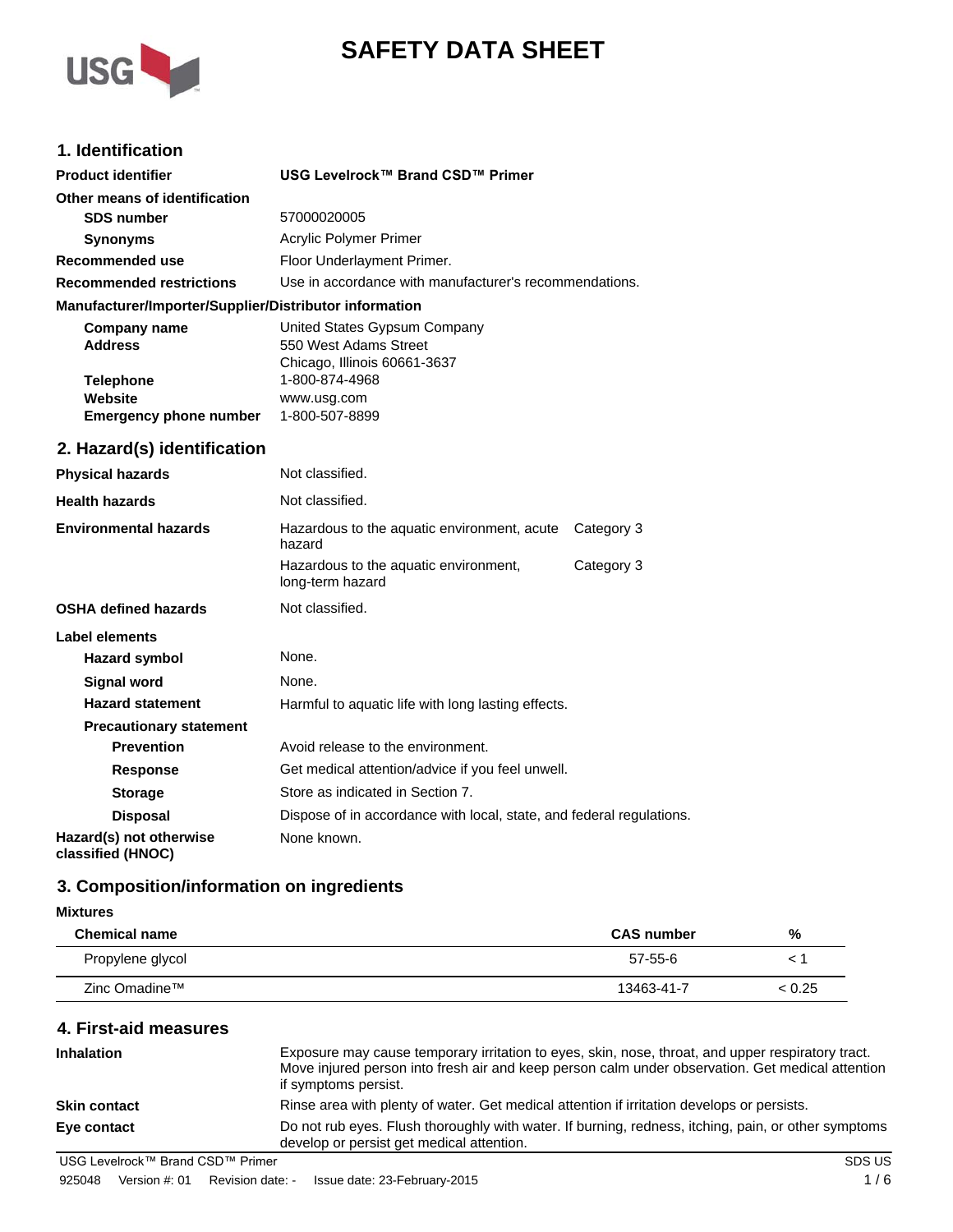# SAFETY DATA SHEET

## 1. Identification

**Product identifier** — **USG Levelrock™ Brand CSD™ Primer**

**Other means of identification**

- **SDS number**: 57000020005
- **Synonyms**: Acrylic Polymer Primer

**Recommended use**: Floor Underlayment Primer.

**Recommended restrictions**: Use in accordance with manufacturer's recommendations.

**Manufacturer/Importer/Supplier/Distributor information**

- **Company name**: United States Gypsum Company
- **Address**: 550 West Adams Street, Chicago, Illinois 60661-3637
- **Telephone**: 1-800-874-4968
- **Website**: www.usg.com
- **Emergency phone number**: 1-800-507-8899

## 2. Hazard(s) identification

**Physical hazards**: Not classified.

**Health hazards**: Not classified.

**Environmental hazards**

| Hazard | Category |
| --- | --- |
| Hazardous to the aquatic environment, acute hazard | Category 3 |
| Hazardous to the aquatic environment, long-term hazard | Category 3 |

**OSHA defined hazards**: Not classified.

**Label elements**

- **Hazard symbol**: None.
- **Signal word**: None.
- **Hazard statement**: Harmful to aquatic life with long lasting effects.
- **Precautionary statement**
  - **Prevention**: Avoid release to the environment.
  - **Response**: Get medical attention/advice if you feel unwell.
  - **Storage**: Store as indicated in Section 7.
  - **Disposal**: Dispose of in accordance with local, state, and federal regulations.

**Hazard(s) not otherwise classified (HNOC)**: None known.

## 3. Composition/information on ingredients

**Mixtures**

| Chemical name | CAS number | % |
| --- | --- | --- |
| Propylene glycol | 57-55-6 | < 1 |
| Zinc Omadine™ | 13463-41-7 | < 0.25 |

## 4. First-aid measures

**Inhalation**: Exposure may cause temporary irritation to eyes, skin, nose, throat, and upper respiratory tract. Move injured person into fresh air and keep person calm under observation. Get medical attention if symptoms persist.

**Skin contact**: Rinse area with plenty of water. Get medical attention if irritation develops or persists.

**Eye contact**: Do not rub eyes. Flush thoroughly with water. If burning, redness, itching, pain, or other symptoms develop or persist get medical attention.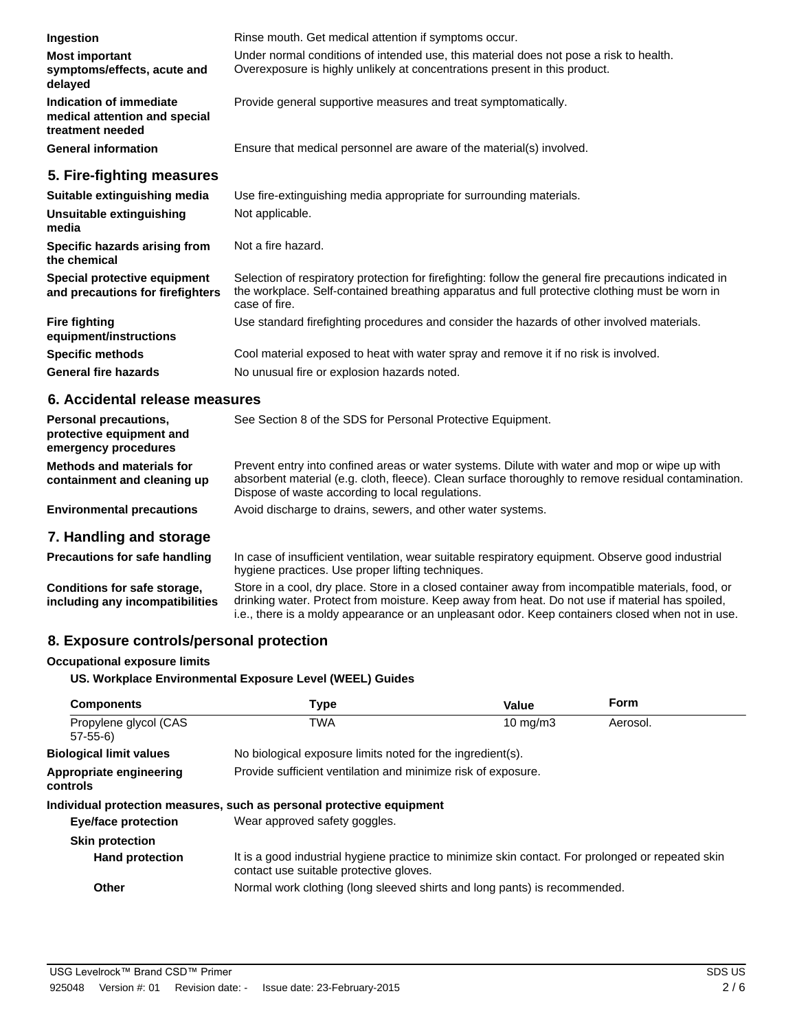| | |
|---|---|
| **Ingestion** | Rinse mouth. Get medical attention if symptoms occur. |
| **Most important symptoms/effects, acute and delayed** | Under normal conditions of intended use, this material does not pose a risk to health. Overexposure is highly unlikely at concentrations present in this product. |
| **Indication of immediate medical attention and special treatment needed** | Provide general supportive measures and treat symptomatically. |
| **General information** | Ensure that medical personnel are aware of the material(s) involved. |

## 5. Fire-fighting measures

| | |
|---|---|
| **Suitable extinguishing media** | Use fire-extinguishing media appropriate for surrounding materials. |
| **Unsuitable extinguishing media** | Not applicable. |
| **Specific hazards arising from the chemical** | Not a fire hazard. |
| **Special protective equipment and precautions for firefighters** | Selection of respiratory protection for firefighting: follow the general fire precautions indicated in the workplace. Self-contained breathing apparatus and full protective clothing must be worn in case of fire. |
| **Fire fighting equipment/instructions** | Use standard firefighting procedures and consider the hazards of other involved materials. |
| **Specific methods** | Cool material exposed to heat with water spray and remove it if no risk is involved. |
| **General fire hazards** | No unusual fire or explosion hazards noted. |

## 6. Accidental release measures

| | |
|---|---|
| **Personal precautions, protective equipment and emergency procedures** | See Section 8 of the SDS for Personal Protective Equipment. |
| **Methods and materials for containment and cleaning up** | Prevent entry into confined areas or water systems. Dilute with water and mop or wipe up with absorbent material (e.g. cloth, fleece). Clean surface thoroughly to remove residual contamination. Dispose of waste according to local regulations. |
| **Environmental precautions** | Avoid discharge to drains, sewers, and other water systems. |

## 7. Handling and storage

| | |
|---|---|
| **Precautions for safe handling** | In case of insufficient ventilation, wear suitable respiratory equipment. Observe good industrial hygiene practices. Use proper lifting techniques. |
| **Conditions for safe storage, including any incompatibilities** | Store in a cool, dry place. Store in a closed container away from incompatible materials, food, or drinking water. Protect from moisture. Keep away from heat. Do not use if material has spoiled, i.e., there is a moldy appearance or an unpleasant odor. Keep containers closed when not in use. |

## 8. Exposure controls/personal protection

**Occupational exposure limits**

**US. Workplace Environmental Exposure Level (WEEL) Guides**

| Components | Type | Value | Form |
|---|---|---|---|
| Propylene glycol (CAS 57-55-6) | TWA | 10 mg/m3 | Aerosol. |

| | |
|---|---|
| **Biological limit values** | No biological exposure limits noted for the ingredient(s). |
| **Appropriate engineering controls** | Provide sufficient ventilation and minimize risk of exposure. |

**Individual protection measures, such as personal protective equipment**

| | |
|---|---|
| **Eye/face protection** | Wear approved safety goggles. |
| **Skin protection** | |
| **Hand protection** | It is a good industrial hygiene practice to minimize skin contact. For prolonged or repeated skin contact use suitable protective gloves. |
| **Other** | Normal work clothing (long sleeved shirts and long pants) is recommended. |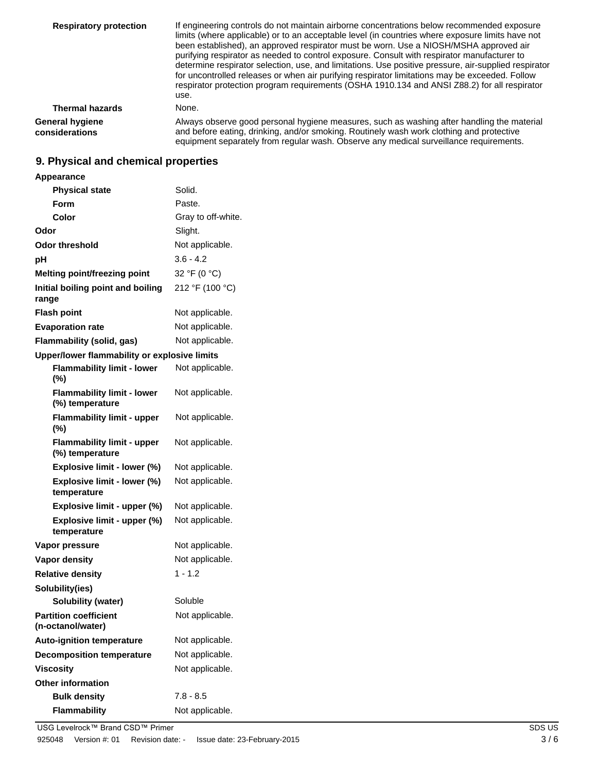| | |
|---|---|
| **Respiratory protection** | If engineering controls do not maintain airborne concentrations below recommended exposure limits (where applicable) or to an acceptable level (in countries where exposure limits have not been established), an approved respirator must be worn. Use a NIOSH/MSHA approved air purifying respirator as needed to control exposure. Consult with respirator manufacturer to determine respirator selection, use, and limitations. Use positive pressure, air-supplied respirator for uncontrolled releases or when air purifying respirator limitations may be exceeded. Follow respirator protection program requirements (OSHA 1910.134 and ANSI Z88.2) for all respirator use. |
| **Thermal hazards** | None. |
| **General hygiene considerations** | Always observe good personal hygiene measures, such as washing after handling the material and before eating, drinking, and/or smoking. Routinely wash work clothing and protective equipment separately from regular wash. Observe any medical surveillance requirements. |

## 9. Physical and chemical properties

| | |
|---|---|
| **Appearance** | |
| **Physical state** | Solid. |
| **Form** | Paste. |
| **Color** | Gray to off-white. |
| **Odor** | Slight. |
| **Odor threshold** | Not applicable. |
| **pH** | 3.6 - 4.2 |
| **Melting point/freezing point** | 32 °F (0 °C) |
| **Initial boiling point and boiling range** | 212 °F (100 °C) |
| **Flash point** | Not applicable. |
| **Evaporation rate** | Not applicable. |
| **Flammability (solid, gas)** | Not applicable. |
| **Upper/lower flammability or explosive limits** | |
| **Flammability limit - lower (%)** | Not applicable. |
| **Flammability limit - lower (%) temperature** | Not applicable. |
| **Flammability limit - upper (%)** | Not applicable. |
| **Flammability limit - upper (%) temperature** | Not applicable. |
| **Explosive limit - lower (%)** | Not applicable. |
| **Explosive limit - lower (%) temperature** | Not applicable. |
| **Explosive limit - upper (%)** | Not applicable. |
| **Explosive limit - upper (%) temperature** | Not applicable. |
| **Vapor pressure** | Not applicable. |
| **Vapor density** | Not applicable. |
| **Relative density** | 1 - 1.2 |
| **Solubility(ies)** | |
| **Solubility (water)** | Soluble |
| **Partition coefficient (n-octanol/water)** | Not applicable. |
| **Auto-ignition temperature** | Not applicable. |
| **Decomposition temperature** | Not applicable. |
| **Viscosity** | Not applicable. |
| **Other information** | |
| **Bulk density** | 7.8 - 8.5 |
| **Flammability** | Not applicable. |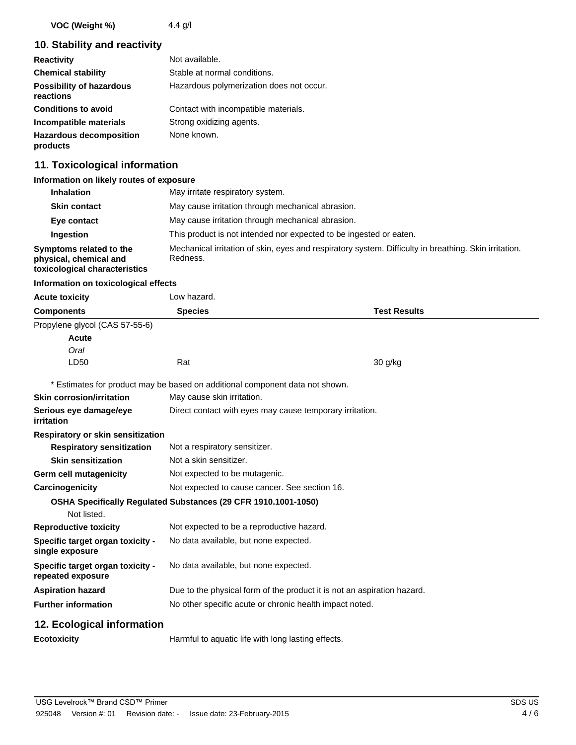**VOC (Weight %)** 4.4 g/l

## 10. Stability and reactivity

| | |
|---|---|
| **Reactivity** | Not available. |
| **Chemical stability** | Stable at normal conditions. |
| **Possibility of hazardous reactions** | Hazardous polymerization does not occur. |
| **Conditions to avoid** | Contact with incompatible materials. |
| **Incompatible materials** | Strong oxidizing agents. |
| **Hazardous decomposition products** | None known. |

## 11. Toxicological information

**Information on likely routes of exposure**

| | |
|---|---|
| **Inhalation** | May irritate respiratory system. |
| **Skin contact** | May cause irritation through mechanical abrasion. |
| **Eye contact** | May cause irritation through mechanical abrasion. |
| **Ingestion** | This product is not intended nor expected to be ingested or eaten. |
| **Symptoms related to the physical, chemical and toxicological characteristics** | Mechanical irritation of skin, eyes and respiratory system. Difficulty in breathing. Skin irritation. Redness. |

**Information on toxicological effects**

**Acute toxicity** Low hazard.

| Components | Species | Test Results |
|---|---|---|
| Propylene glycol (CAS 57-55-6) | | |
| **Acute** | | |
| *Oral* | | |
| LD50 | Rat | 30 g/kg |

\* Estimates for product may be based on additional component data not shown.

| | |
|---|---|
| **Skin corrosion/irritation** | May cause skin irritation. |
| **Serious eye damage/eye irritation** | Direct contact with eyes may cause temporary irritation. |

**Respiratory or skin sensitization**

| | |
|---|---|
| **Respiratory sensitization** | Not a respiratory sensitizer. |
| **Skin sensitization** | Not a skin sensitizer. |
| **Germ cell mutagenicity** | Not expected to be mutagenic. |
| **Carcinogenicity** | Not expected to cause cancer. See section 16. |

**OSHA Specifically Regulated Substances (29 CFR 1910.1001-1050)**

Not listed.

| | |
|---|---|
| **Reproductive toxicity** | Not expected to be a reproductive hazard. |
| **Specific target organ toxicity - single exposure** | No data available, but none expected. |
| **Specific target organ toxicity - repeated exposure** | No data available, but none expected. |
| **Aspiration hazard** | Due to the physical form of the product it is not an aspiration hazard. |
| **Further information** | No other specific acute or chronic health impact noted. |

## 12. Ecological information

**Ecotoxicity** Harmful to aquatic life with long lasting effects.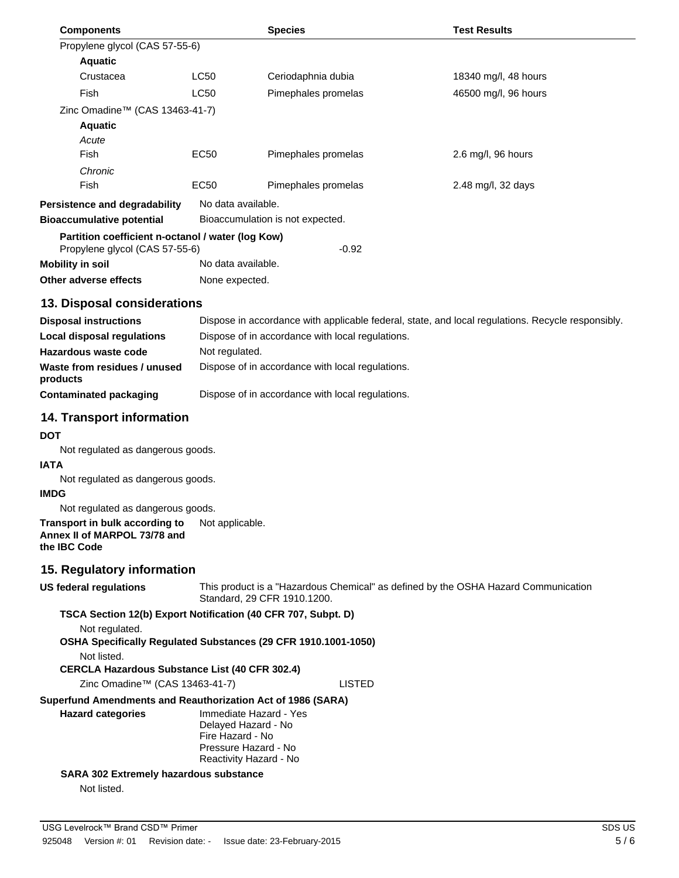| Components | | Species | Test Results |
|---|---|---|---|
| Propylene glycol (CAS 57-55-6) | | | |
| **Aquatic** | | | |
| Crustacea | LC50 | Ceriodaphnia dubia | 18340 mg/l, 48 hours |
| Fish | LC50 | Pimephales promelas | 46500 mg/l, 96 hours |
| Zinc Omadine™ (CAS 13463-41-7) | | | |
| **Aquatic** | | | |
| *Acute* | | | |
| Fish | EC50 | Pimephales promelas | 2.6 mg/l, 96 hours |
| *Chronic* | | | |
| Fish | EC50 | Pimephales promelas | 2.48 mg/l, 32 days |

**Persistence and degradability** No data available.

**Bioaccumulative potential** Bioaccumulation is not expected.

**Partition coefficient n-octanol / water (log Kow)**
Propylene glycol (CAS 57-55-6) -0.92

**Mobility in soil** No data available.

**Other adverse effects** None expected.

## 13. Disposal considerations

**Disposal instructions** Dispose in accordance with applicable federal, state, and local regulations. Recycle responsibly.

**Local disposal regulations** Dispose of in accordance with local regulations.

**Hazardous waste code** Not regulated.

**Waste from residues / unused products** Dispose of in accordance with local regulations.

**Contaminated packaging** Dispose of in accordance with local regulations.

## 14. Transport information

**DOT**

Not regulated as dangerous goods.

**IATA**

Not regulated as dangerous goods.

**IMDG**

Not regulated as dangerous goods.

**Transport in bulk according to Annex II of MARPOL 73/78 and the IBC Code** Not applicable.

## 15. Regulatory information

**US federal regulations** This product is a "Hazardous Chemical" as defined by the OSHA Hazard Communication Standard, 29 CFR 1910.1200.

**TSCA Section 12(b) Export Notification (40 CFR 707, Subpt. D)**

Not regulated.

**OSHA Specifically Regulated Substances (29 CFR 1910.1001-1050)**

Not listed.

**CERCLA Hazardous Substance List (40 CFR 302.4)**

Zinc Omadine™ (CAS 13463-41-7) LISTED

**Superfund Amendments and Reauthorization Act of 1986 (SARA)**

**Hazard categories**
Immediate Hazard - Yes
Delayed Hazard - No
Fire Hazard - No
Pressure Hazard - No
Reactivity Hazard - No

**SARA 302 Extremely hazardous substance**

Not listed.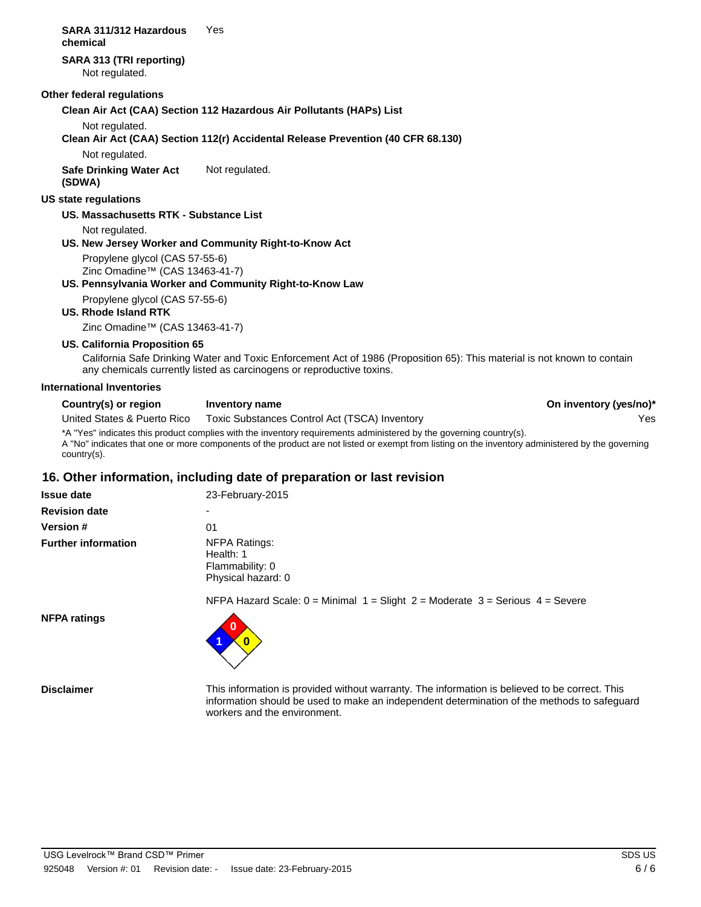**SARA 311/312 Hazardous chemical** Yes

**SARA 313 (TRI reporting)**

Not regulated.

**Other federal regulations**

**Clean Air Act (CAA) Section 112 Hazardous Air Pollutants (HAPs) List**

Not regulated.

**Clean Air Act (CAA) Section 112(r) Accidental Release Prevention (40 CFR 68.130)**

Not regulated.

**Safe Drinking Water Act (SDWA)** Not regulated.

**US state regulations**

**US. Massachusetts RTK - Substance List**

Not regulated.

**US. New Jersey Worker and Community Right-to-Know Act**

Propylene glycol (CAS 57-55-6)
Zinc Omadine™ (CAS 13463-41-7)

**US. Pennsylvania Worker and Community Right-to-Know Law**

Propylene glycol (CAS 57-55-6)

**US. Rhode Island RTK**

Zinc Omadine™ (CAS 13463-41-7)

**US. California Proposition 65**

California Safe Drinking Water and Toxic Enforcement Act of 1986 (Proposition 65): This material is not known to contain any chemicals currently listed as carcinogens or reproductive toxins.

**International Inventories**

| Country(s) or region | Inventory name | On inventory (yes/no)* |
|---|---|---|
| United States & Puerto Rico | Toxic Substances Control Act (TSCA) Inventory | Yes |

*A "Yes" indicates this product complies with the inventory requirements administered by the governing country(s).
A "No" indicates that one or more components of the product are not listed or exempt from listing on the inventory administered by the governing country(s).

## 16. Other information, including date of preparation or last revision

**Issue date** 23-February-2015

**Revision date** -

**Version #** 01

**Further information** NFPA Ratings:
Health: 1
Flammability: 0
Physical hazard: 0

NFPA Hazard Scale: 0 = Minimal 1 = Slight 2 = Moderate 3 = Serious 4 = Severe

**NFPA ratings**

0
1 0

**Disclaimer** This information is provided without warranty. The information is believed to be correct. This information should be used to make an independent determination of the methods to safeguard workers and the environment.